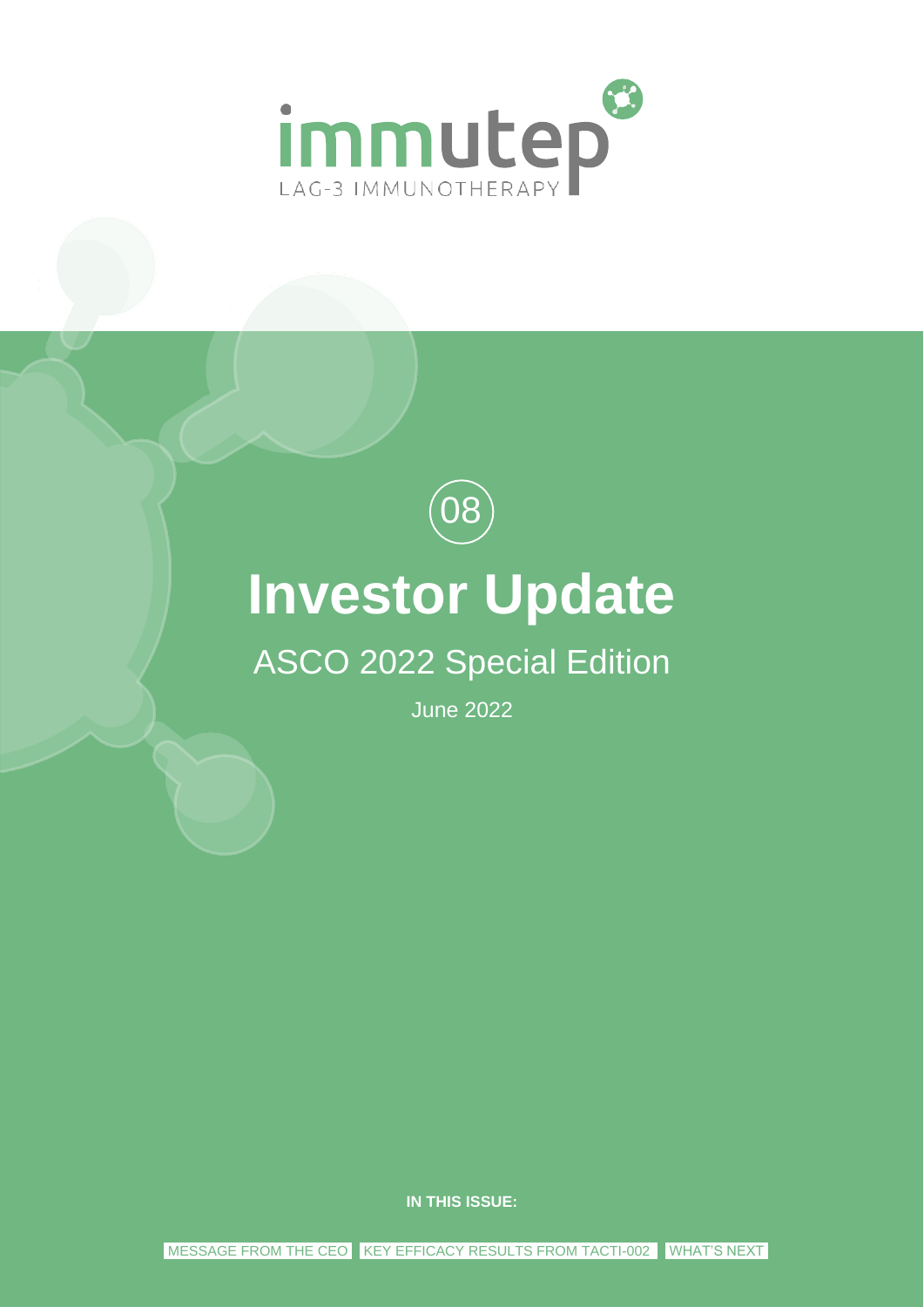immutep

LAG-3 IMMUNOTHERAPY

08

# Investor Update

## ASCO 2022 Special Edition

June 2022

**IN THIS ISSUE:**

MESSAGE FROM THE CEO | KEY EFFICACY RESULTS FROM TACTI-002 | WHAT'S NEXT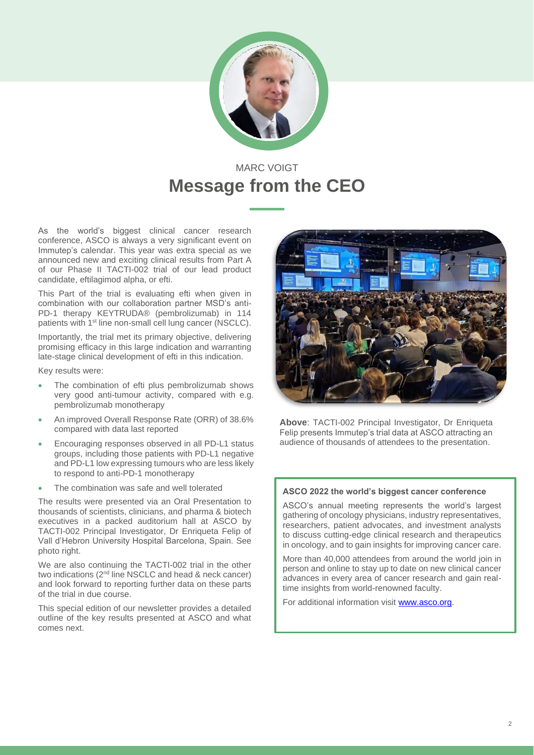MARC VOIGT

# Message from the CEO

As the world's biggest clinical cancer research conference, ASCO is always a very significant event on Immutep's calendar. This year was extra special as we announced new and exciting clinical results from Part A of our Phase II TACTI-002 trial of our lead product candidate, eftilagimod alpha, or efti.

This Part of the trial is evaluating efti when given in combination with our collaboration partner MSD's anti-PD-1 therapy KEYTRUDA® (pembrolizumab) in 114 patients with 1st line non-small cell lung cancer (NSCLC).

Importantly, the trial met its primary objective, delivering promising efficacy in this large indication and warranting late-stage clinical development of efti in this indication.

Key results were:

- The combination of efti plus pembrolizumab shows very good anti-tumour activity, compared with e.g. pembrolizumab monotherapy
- An improved Overall Response Rate (ORR) of 38.6% compared with data last reported
- Encouraging responses observed in all PD-L1 status groups, including those patients with PD-L1 negative and PD-L1 low expressing tumours who are less likely to respond to anti-PD-1 monotherapy
- The combination was safe and well tolerated

The results were presented via an Oral Presentation to thousands of scientists, clinicians, and pharma & biotech executives in a packed auditorium hall at ASCO by TACTI-002 Principal Investigator, Dr Enriqueta Felip of Vall d'Hebron University Hospital Barcelona, Spain. See photo right.

We are also continuing the TACTI-002 trial in the other two indications (2nd line NSCLC and head & neck cancer) and look forward to reporting further data on these parts of the trial in due course.

This special edition of our newsletter provides a detailed outline of the key results presented at ASCO and what comes next.

**Above**: TACTI-002 Principal Investigator, Dr Enriqueta Felip presents Immutep's trial data at ASCO attracting an audience of thousands of attendees to the presentation.

**ASCO 2022 the world's biggest cancer conference**

ASCO's annual meeting represents the world's largest gathering of oncology physicians, industry representatives, researchers, patient advocates, and investment analysts to discuss cutting-edge clinical research and therapeutics in oncology, and to gain insights for improving cancer care.

More than 40,000 attendees from around the world join in person and online to stay up to date on new clinical cancer advances in every area of cancer research and gain real-time insights from world-renowned faculty.

For additional information visit [www.asco.org](http://www.asco.org).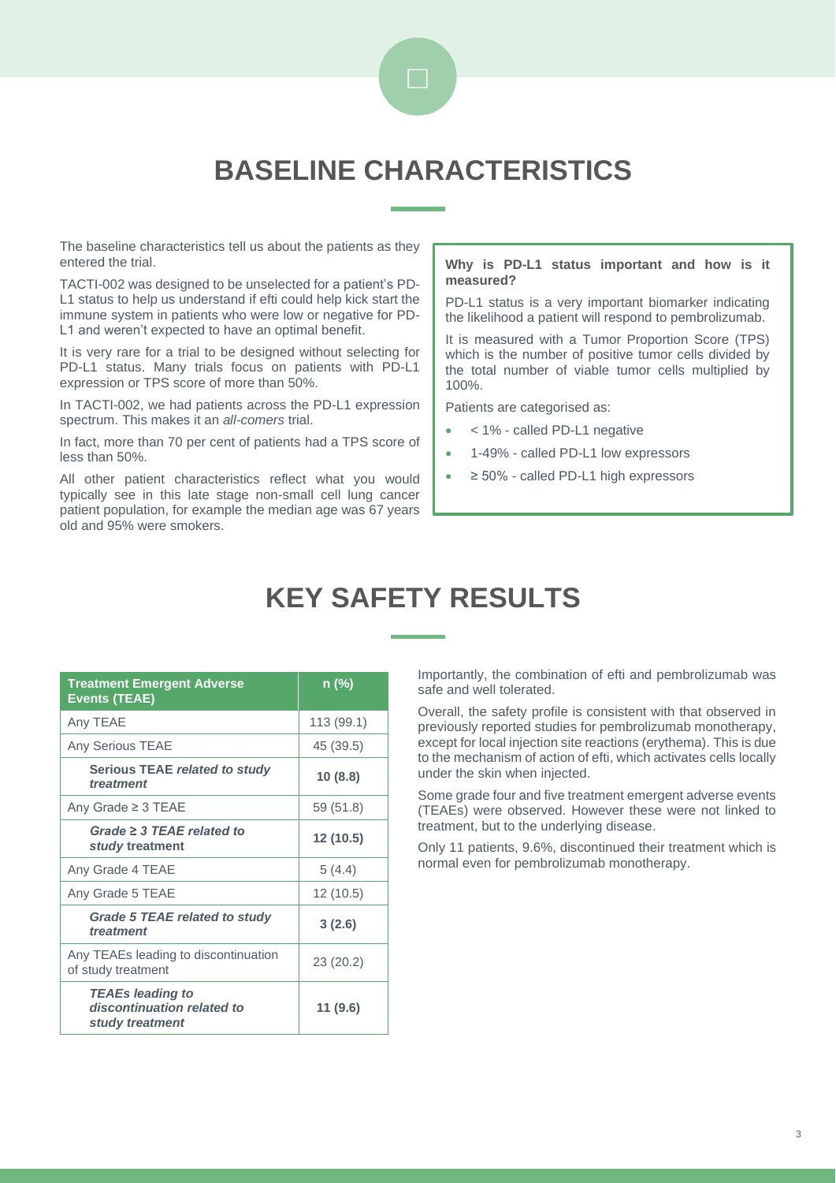# BASELINE CHARACTERISTICS

The baseline characteristics tell us about the patients as they entered the trial.

TACTI-002 was designed to be unselected for a patient's PD-L1 status to help us understand if efti could help kick start the immune system in patients who were low or negative for PD-L1 and weren't expected to have an optimal benefit.

It is very rare for a trial to be designed without selecting for PD-L1 status. Many trials focus on patients with PD-L1 expression or TPS score of more than 50%.

In TACTI-002, we had patients across the PD-L1 expression spectrum. This makes it an *all-comers* trial.

In fact, more than 70 per cent of patients had a TPS score of less than 50%.

All other patient characteristics reflect what you would typically see in this late stage non-small cell lung cancer patient population, for example the median age was 67 years old and 95% were smokers.

**Why is PD-L1 status important and how is it measured?**

PD-L1 status is a very important biomarker indicating the likelihood a patient will respond to pembrolizumab.

It is measured with a Tumor Proportion Score (TPS) which is the number of positive tumor cells divided by the total number of viable tumor cells multiplied by 100%.

Patients are categorised as:

- < 1% - called PD-L1 negative
- 1-49% - called PD-L1 low expressors
- ≥ 50% - called PD-L1 high expressors

# KEY SAFETY RESULTS

| Treatment Emergent Adverse Events (TEAE) | n (%) |
|---|---|
| Any TEAE | 113 (99.1) |
| Any Serious TEAE | 45 (39.5) |
| **Serious TEAE *related to study treatment*** | **10 (8.8)** |
| Any Grade ≥ 3 TEAE | 59 (51.8) |
| ***Grade ≥ 3 TEAE related to study* treatment** | **12 (10.5)** |
| Any Grade 4 TEAE | 5 (4.4) |
| Any Grade 5 TEAE | 12 (10.5) |
| ***Grade 5 TEAE related to study treatment*** | **3 (2.6)** |
| Any TEAEs leading to discontinuation of study treatment | 23 (20.2) |
| ***TEAEs leading to discontinuation related to study treatment*** | **11 (9.6)** |

Importantly, the combination of efti and pembrolizumab was safe and well tolerated.

Overall, the safety profile is consistent with that observed in previously reported studies for pembrolizumab monotherapy, except for local injection site reactions (erythema). This is due to the mechanism of action of efti, which activates cells locally under the skin when injected.

Some grade four and five treatment emergent adverse events (TEAEs) were observed. However these were not linked to treatment, but to the underlying disease.

Only 11 patients, 9.6%, discontinued their treatment which is normal even for pembrolizumab monotherapy.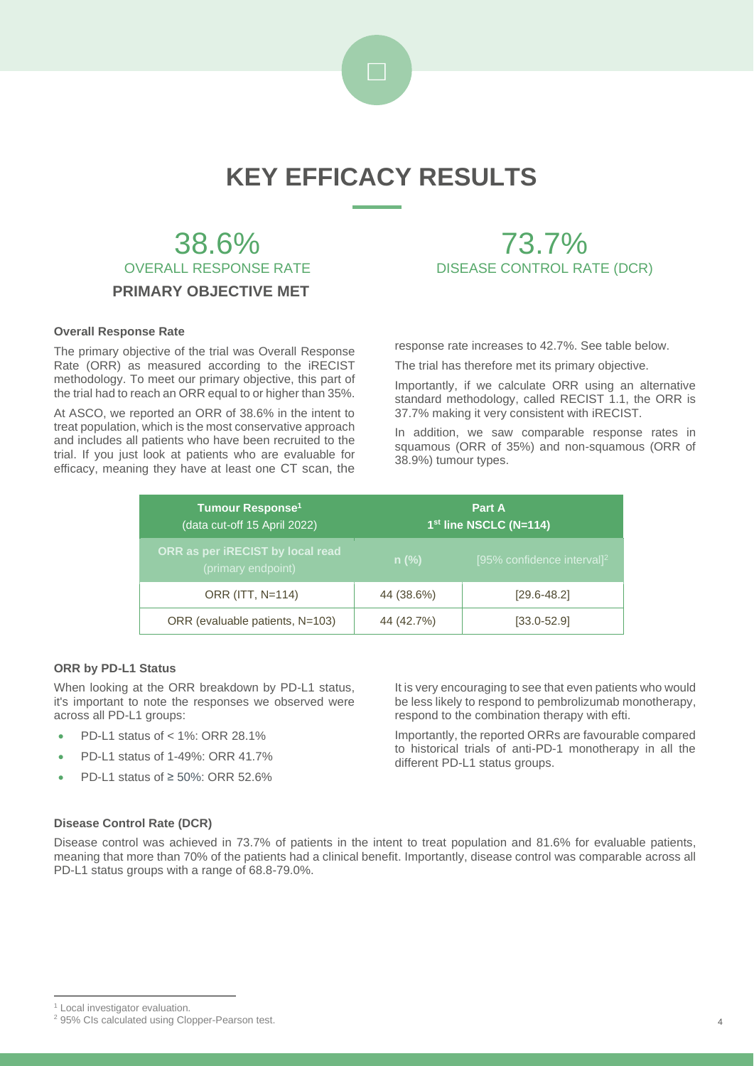# KEY EFFICACY RESULTS

**38.6%**
OVERALL RESPONSE RATE
**PRIMARY OBJECTIVE MET**

**73.7%**
DISEASE CONTROL RATE (DCR)

### Overall Response Rate

The primary objective of the trial was Overall Response Rate (ORR) as measured according to the iRECIST methodology. To meet our primary objective, this part of the trial had to reach an ORR equal to or higher than 35%.

At ASCO, we reported an ORR of 38.6% in the intent to treat population, which is the most conservative approach and includes all patients who have been recruited to the trial. If you just look at patients who are evaluable for efficacy, meaning they have at least one CT scan, the response rate increases to 42.7%. See table below.

The trial has therefore met its primary objective.

Importantly, if we calculate ORR using an alternative standard methodology, called RECIST 1.1, the ORR is 37.7% making it very consistent with iRECIST.

In addition, we saw comparable response rates in squamous (ORR of 35%) and non-squamous (ORR of 38.9%) tumour types.

| Tumour Response[1] (data cut-off 15 April 2022) | Part A 1st line NSCLC (N=114) | |
|---|---|---|
| **ORR as per iRECIST by local read** (primary endpoint) | n (%) | [95% confidence interval][2] |
| ORR (ITT, N=114) | 44 (38.6%) | [29.6-48.2] |
| ORR (evaluable patients, N=103) | 44 (42.7%) | [33.0-52.9] |

### ORR by PD-L1 Status

When looking at the ORR breakdown by PD-L1 status, it's important to note the responses we observed were across all PD-L1 groups:

- PD-L1 status of < 1%: ORR 28.1%
- PD-L1 status of 1-49%: ORR 41.7%
- PD-L1 status of ≥ 50%: ORR 52.6%

It is very encouraging to see that even patients who would be less likely to respond to pembrolizumab monotherapy, respond to the combination therapy with efti.

Importantly, the reported ORRs are favourable compared to historical trials of anti-PD-1 monotherapy in all the different PD-L1 status groups.

### Disease Control Rate (DCR)

Disease control was achieved in 73.7% of patients in the intent to treat population and 81.6% for evaluable patients, meaning that more than 70% of the patients had a clinical benefit. Importantly, disease control was comparable across all PD-L1 status groups with a range of 68.8-79.0%.

---

[1] Local investigator evaluation.

[2] 95% CIs calculated using Clopper-Pearson test.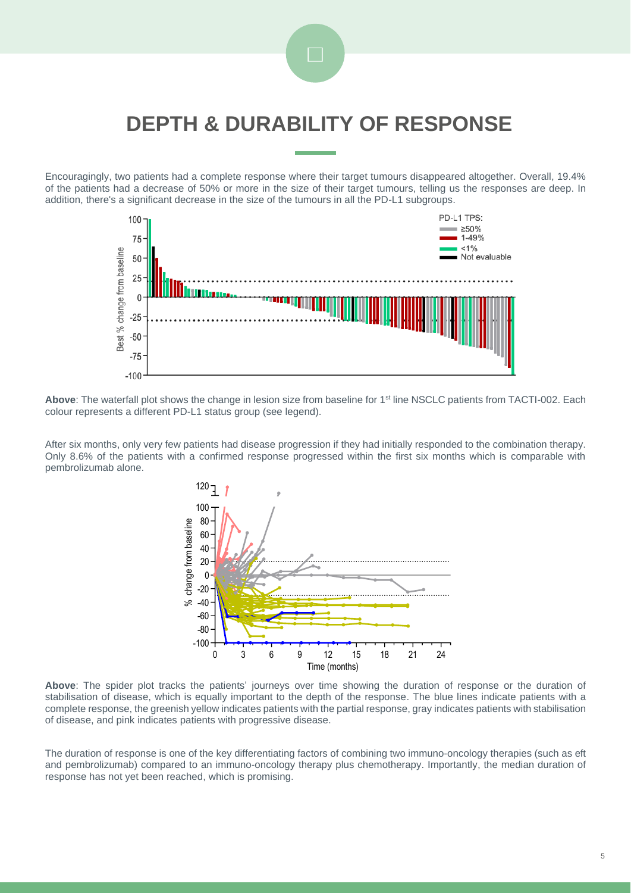# DEPTH & DURABILITY OF RESPONSE

Encouragingly, two patients had a complete response where their target tumours disappeared altogether. Overall, 19.4% of the patients had a decrease of 50% or more in the size of their target tumours, telling us the responses are deep. In addition, there's a significant decrease in the size of the tumours in all the PD-L1 subgroups.

**Above**: The waterfall plot shows the change in lesion size from baseline for 1st line NSCLC patients from TACTI-002. Each colour represents a different PD-L1 status group (see legend).

After six months, only very few patients had disease progression if they had initially responded to the combination therapy. Only 8.6% of the patients with a confirmed response progressed within the first six months which is comparable with pembrolizumab alone.

**Above**: The spider plot tracks the patients' journeys over time showing the duration of response or the duration of stabilisation of disease, which is equally important to the depth of the response. The blue lines indicate patients with a complete response, the greenish yellow indicates patients with the partial response, gray indicates patients with stabilisation of disease, and pink indicates patients with progressive disease.

The duration of response is one of the key differentiating factors of combining two immuno-oncology therapies (such as eft and pembrolizumab) compared to an immuno-oncology therapy plus chemotherapy. Importantly, the median duration of response has not yet been reached, which is promising.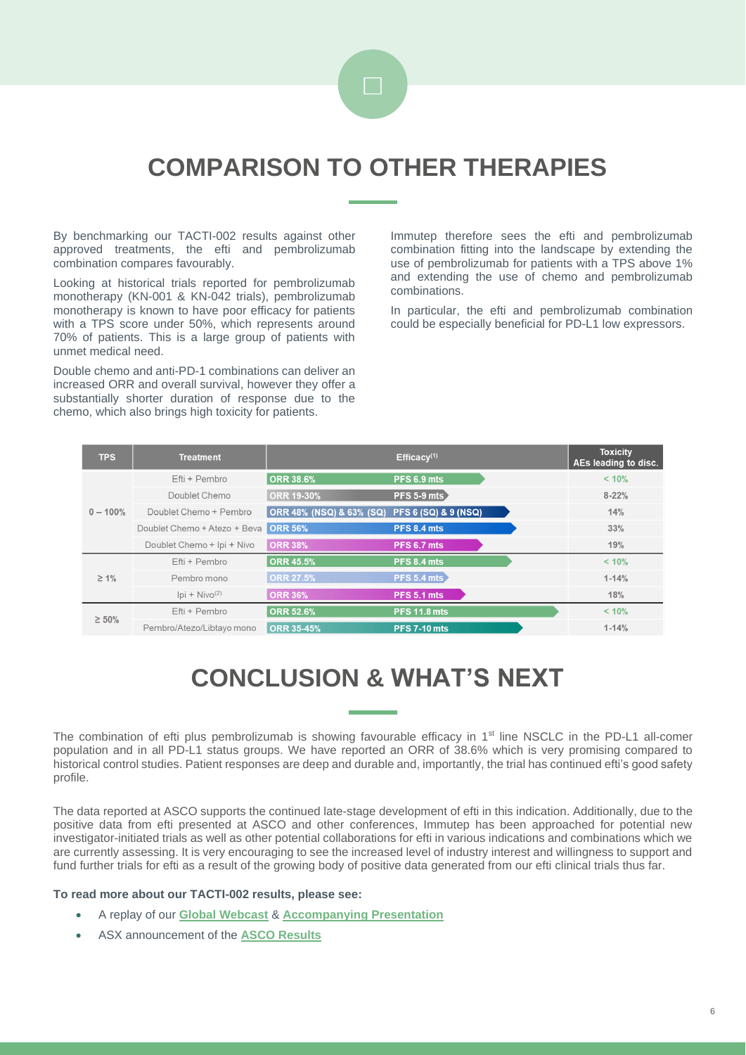# COMPARISON TO OTHER THERAPIES

By benchmarking our TACTI-002 results against other approved treatments, the efti and pembrolizumab combination compares favourably.

Looking at historical trials reported for pembrolizumab monotherapy (KN-001 & KN-042 trials), pembrolizumab monotherapy is known to have poor efficacy for patients with a TPS score under 50%, which represents around 70% of patients. This is a large group of patients with unmet medical need.

Double chemo and anti-PD-1 combinations can deliver an increased ORR and overall survival, however they offer a substantially shorter duration of response due to the chemo, which also brings high toxicity for patients.

Immutep therefore sees the efti and pembrolizumab combination fitting into the landscape by extending the use of pembrolizumab for patients with a TPS above 1% and extending the use of chemo and pembrolizumab combinations.

In particular, the efti and pembrolizumab combination could be especially beneficial for PD-L1 low expressors.

| TPS | Treatment | Efficacy[1] | | Toxicity AEs leading to disc. |
|---|---|---|---|---|
| 0 – 100% | Efti + Pembro | ORR 38.6% | PFS 6.9 mts | < 10% |
| | Doublet Chemo | ORR 19-30% | PFS 5-9 mts | 8-22% |
| | Doublet Chemo + Pembro | ORR 48% (NSQ) & 63% (SQ) | PFS 6 (SQ) & 9 (NSQ) | 14% |
| | Doublet Chemo + Atezo + Beva | ORR 56% | PFS 8.4 mts | 33% |
| | Doublet Chemo + Ipi + Nivo | ORR 38% | PFS 6.7 mts | 19% |
| ≥ 1% | Efti + Pembro | ORR 45.5% | PFS 8.4 mts | < 10% |
| | Pembro mono | ORR 27.5% | PFS 5.4 mts | 1-14% |
| | Ipi + Nivo[2] | ORR 36% | PFS 5.1 mts | 18% |
| ≥ 50% | Efti + Pembro | ORR 52.6% | PFS 11.8 mts | < 10% |
| | Pembro/Atezo/Libtayo mono | ORR 35-45% | PFS 7-10 mts | 1-14% |

# CONCLUSION & WHAT'S NEXT

The combination of efti plus pembrolizumab is showing favourable efficacy in 1st line NSCLC in the PD-L1 all-comer population and in all PD-L1 status groups. We have reported an ORR of 38.6% which is very promising compared to historical control studies. Patient responses are deep and durable and, importantly, the trial has continued efti's good safety profile.

The data reported at ASCO supports the continued late-stage development of efti in this indication. Additionally, due to the positive data from efti presented at ASCO and other conferences, Immutep has been approached for potential new investigator-initiated trials as well as other potential collaborations for efti in various indications and combinations which we are currently assessing. It is very encouraging to see the increased level of industry interest and willingness to support and fund further trials for efti as a result of the growing body of positive data generated from our efti clinical trials thus far.

**To read more about our TACTI-002 results, please see:**

- A replay of our **Global Webcast** & **Accompanying Presentation**
- ASX announcement of the **ASCO Results**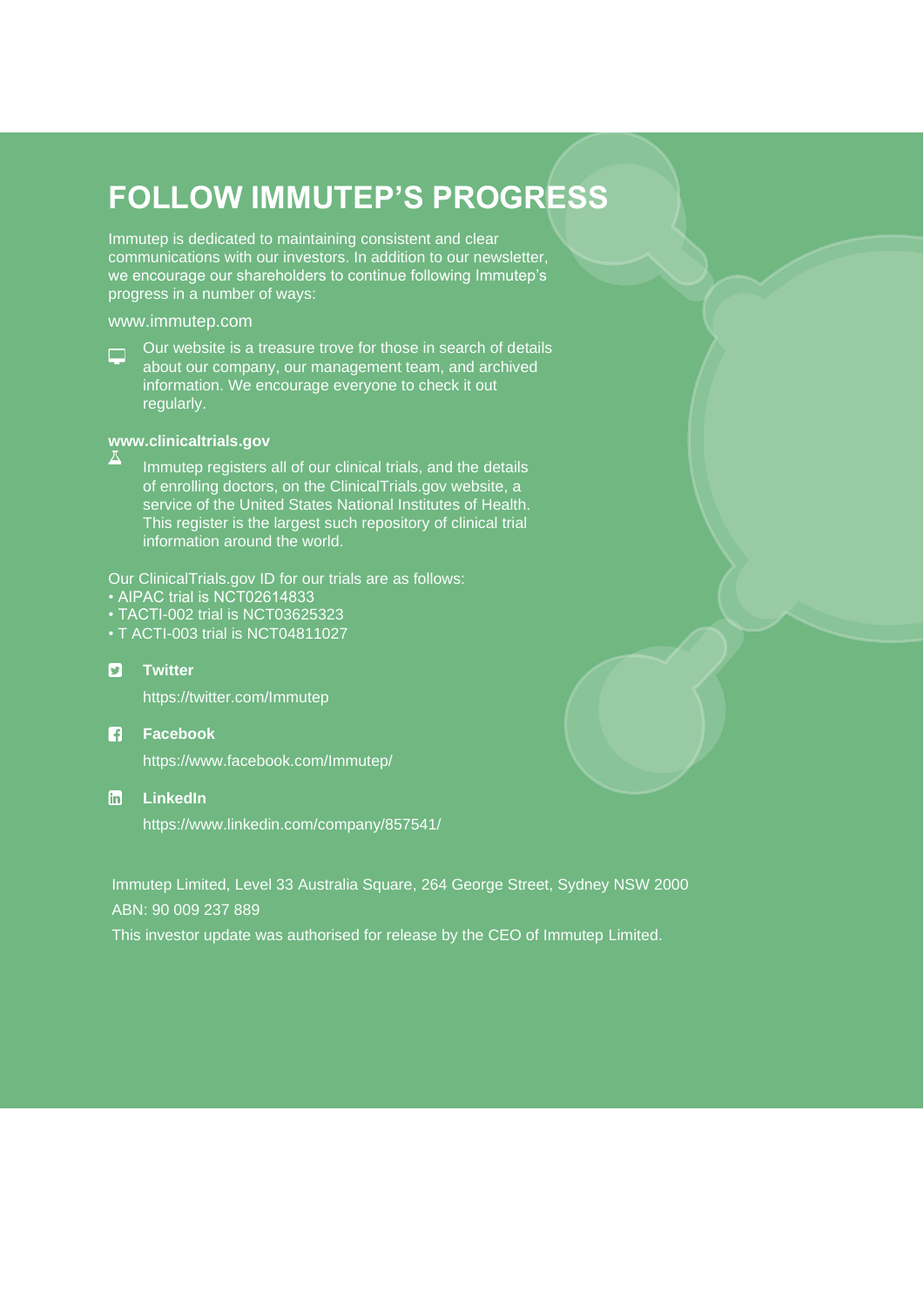# FOLLOW IMMUTEP'S PROGRESS

Immutep is dedicated to maintaining consistent and clear communications with our investors. In addition to our newsletter, we encourage our shareholders to continue following Immutep's progress in a number of ways:

www.immutep.com

Our website is a treasure trove for those in search of details about our company, our management team, and archived information. We encourage everyone to check it out regularly.

**www.clinicaltrials.gov**

Immutep registers all of our clinical trials, and the details of enrolling doctors, on the ClinicalTrials.gov website, a service of the United States National Institutes of Health. This register is the largest such repository of clinical trial information around the world.

Our ClinicalTrials.gov ID for our trials are as follows:

- AIPAC trial is NCT02614833
- TACTI-002 trial is NCT03625323
- T ACTI-003 trial is NCT04811027

**Twitter**

https://twitter.com/Immutep

**Facebook**

https://www.facebook.com/Immutep/

**LinkedIn**

https://www.linkedin.com/company/857541/

Immutep Limited, Level 33 Australia Square, 264 George Street, Sydney NSW 2000

ABN: 90 009 237 889

This investor update was authorised for release by the CEO of Immutep Limited.